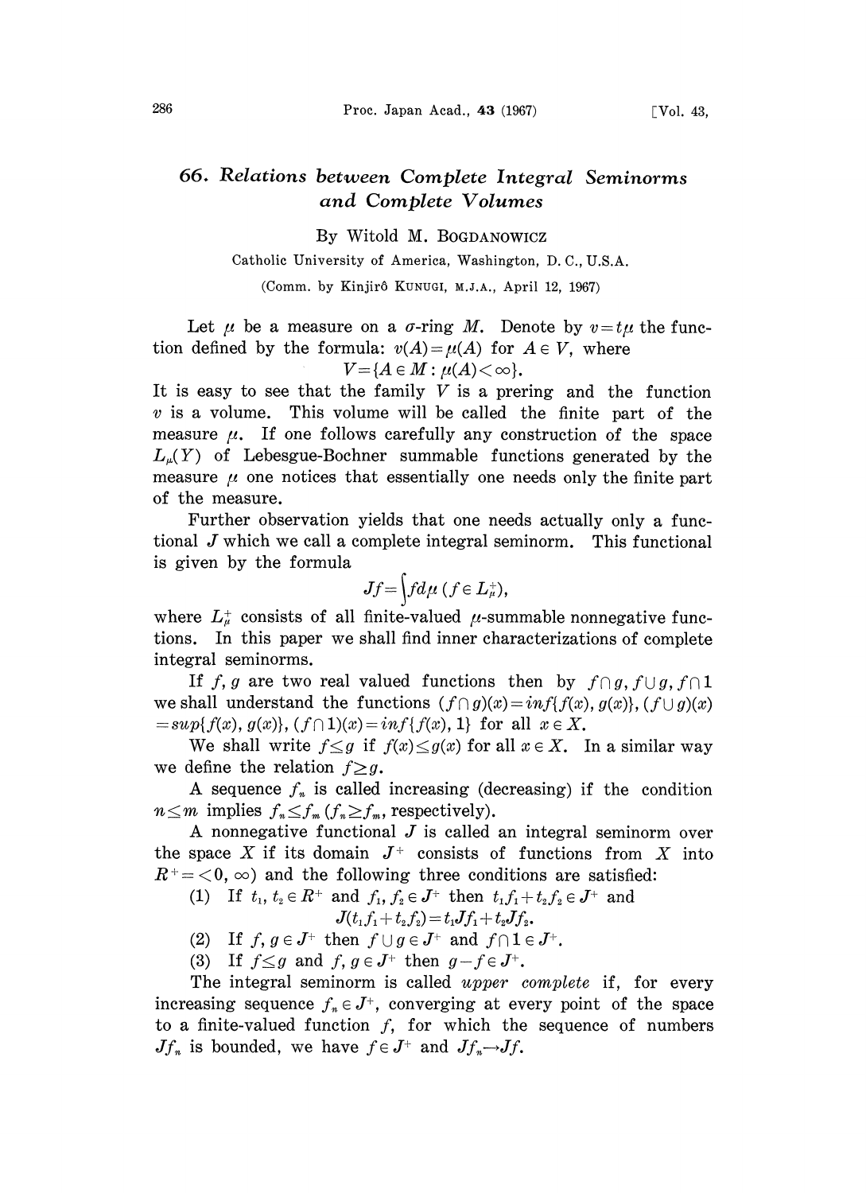# 66. *Relations between Complete Integral Seminorms and Complete Volumes*

By Witold M. BOGDANOWICZ

Catholic University of America, Washington, D. C., U.S.A.

(Comm. by Kinjirô KUNUGI, M.J.A., April 12, 1967)

Let $\mu$ be a measure on a $\sigma$-ring $M$. Denote by $v = t\mu$ the function defined by the formula: $v(A) = \mu(A)$ for $A \in V$, where

$$V = \{A \in M : \mu(A) < \infty\}.$$

It is easy to see that the family $V$ is a prering and the function $v$ is a volume. This volume will be called the finite part of the measure $\mu$. If one follows carefully any construction of the space $L_\mu(Y)$ of Lebesgue-Bochner summable functions generated by the measure $\mu$ one notices that essentially one needs only the finite part of the measure.

Further observation yields that one needs actually only a functional $J$ which we call a complete integral seminorm. This functional is given by the formula

$$Jf = \int f d\mu \ (f \in L_\mu^+),$$

where $L_\mu^+$ consists of all finite-valued $\mu$-summable nonnegative functions. In this paper we shall find inner characterizations of complete integral seminorms.

If $f, g$ are two real valued functions then by $f \cap g, f \cup g, f \cap 1$ we shall understand the functions $(f \cap g)(x) = inf\{f(x), g(x)\}$, $(f \cup g)(x) = sup\{f(x), g(x)\}$, $(f \cap 1)(x) = inf\{f(x), 1\}$ for all $x \in X$.

We shall write $f \leq g$ if $f(x) \leq g(x)$ for all $x \in X$. In a similar way we define the relation $f \geq g$.

A sequence $f_n$ is called increasing (decreasing) if the condition $n \leq m$ implies $f_n \leq f_m$ ($f_n \geq f_m$, respectively).

A nonnegative functional $J$ is called an integral seminorm over the space $X$ if its domain $J^+$ consists of functions from $X$ into $R^+ = \langle 0, \infty)$ and the following three conditions are satisfied:

(1) If $t_1, t_2 \in R^+$ and $f_1, f_2 \in J^+$ then $t_1 f_1 + t_2 f_2 \in J^+$ and
$$J(t_1 f_1 + t_2 f_2) = t_1 J f_1 + t_2 J f_2.$$

(2) If $f, g \in J^+$ then $f \cup g \in J^+$ and $f \cap 1 \in J^+$.

(3) If $f \leq g$ and $f, g \in J^+$ then $g - f \in J^+$.

The integral seminorm is called *upper complete* if, for every increasing sequence $f_n \in J^+$, converging at every point of the space to a finite-valued function $f$, for which the sequence of numbers $Jf_n$ is bounded, we have $f \in J^+$ and $Jf_n \to Jf$.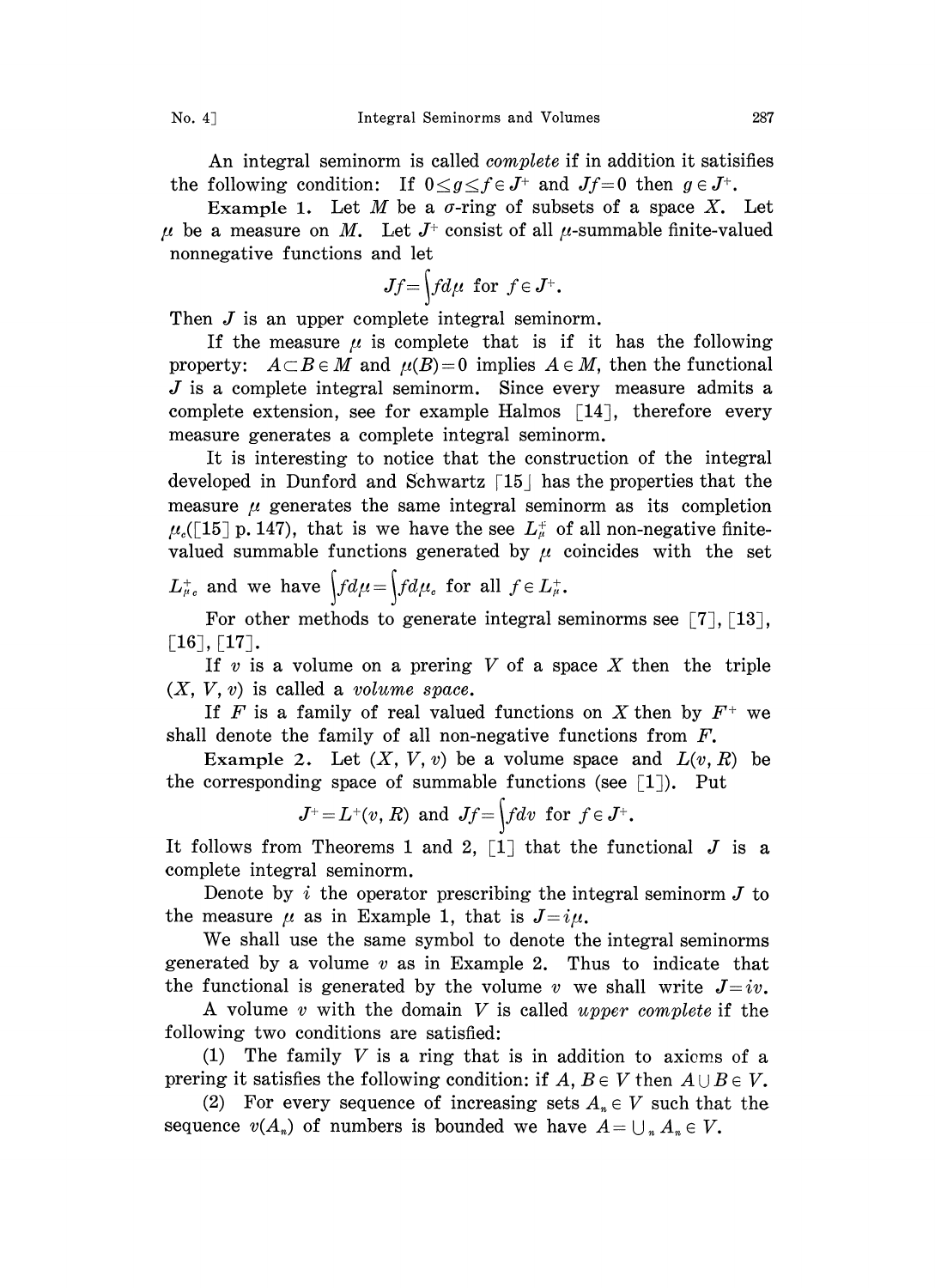An integral seminorm is called *complete* if in addition it satisifies the following condition: If $0 \leq g \leq f \in J^+$ and $Jf = 0$ then $g \in J^+$.

**Example 1.** Let $M$ be a $\sigma$-ring of subsets of a space $X$. Let $\mu$ be a measure on $M$. Let $J^+$ consist of all $\mu$-summable finite-valued nonnegative functions and let

$$Jf = \int f d\mu \text{ for } f \in J^+.$$

Then $J$ is an upper complete integral seminorm.

If the measure $\mu$ is complete that is if it has the following property: $A \subset B \in M$ and $\mu(B) = 0$ implies $A \in M$, then the functional $J$ is a complete integral seminorm. Since every measure admits a complete extension, see for example Halmos [14], therefore every measure generates a complete integral seminorm.

It is interesting to notice that the construction of the integral developed in Dunford and Schwartz [15] has the properties that the measure $\mu$ generates the same integral seminorm as its completion $\mu_c$([15] p. 147), that is we have the see $L^+_\mu$ of all non-negative finite-valued summable functions generated by $\mu$ coincides with the set $L^+_{\mu c}$ and we have $\int f d\mu = \int f d\mu_c$ for all $f \in L^+_\mu$.

For other methods to generate integral seminorms see [7], [13], [16], [17].

If $v$ is a volume on a prering $V$ of a space $X$ then the triple $(X, V, v)$ is called a *volume space*.

If $F$ is a family of real valued functions on $X$ then by $F^+$ we shall denote the family of all non-negative functions from $F$.

**Example 2.** Let $(X, V, v)$ be a volume space and $L(v, R)$ be the corresponding space of summable functions (see [1]). Put

$$J^+ = L^+(v, R) \text{ and } Jf = \int f dv \text{ for } f \in J^+.$$

It follows from Theorems 1 and 2, [1] that the functional $J$ is a complete integral seminorm.

Denote by $i$ the operator prescribing the integral seminorm $J$ to the measure $\mu$ as in Example 1, that is $J = i\mu$.

We shall use the same symbol to denote the integral seminorms generated by a volume $v$ as in Example 2. Thus to indicate that the functional is generated by the volume $v$ we shall write $J = iv$.

A volume $v$ with the domain $V$ is called *upper complete* if the following two conditions are satisfied:

(1) The family $V$ is a ring that is in addition to axioms of a prering it satisfies the following condition: if $A, B \in V$ then $A \cup B \in V$.

(2) For every sequence of increasing sets $A_n \in V$ such that the sequence $v(A_n)$ of numbers is bounded we have $A = \bigcup_n A_n \in V$.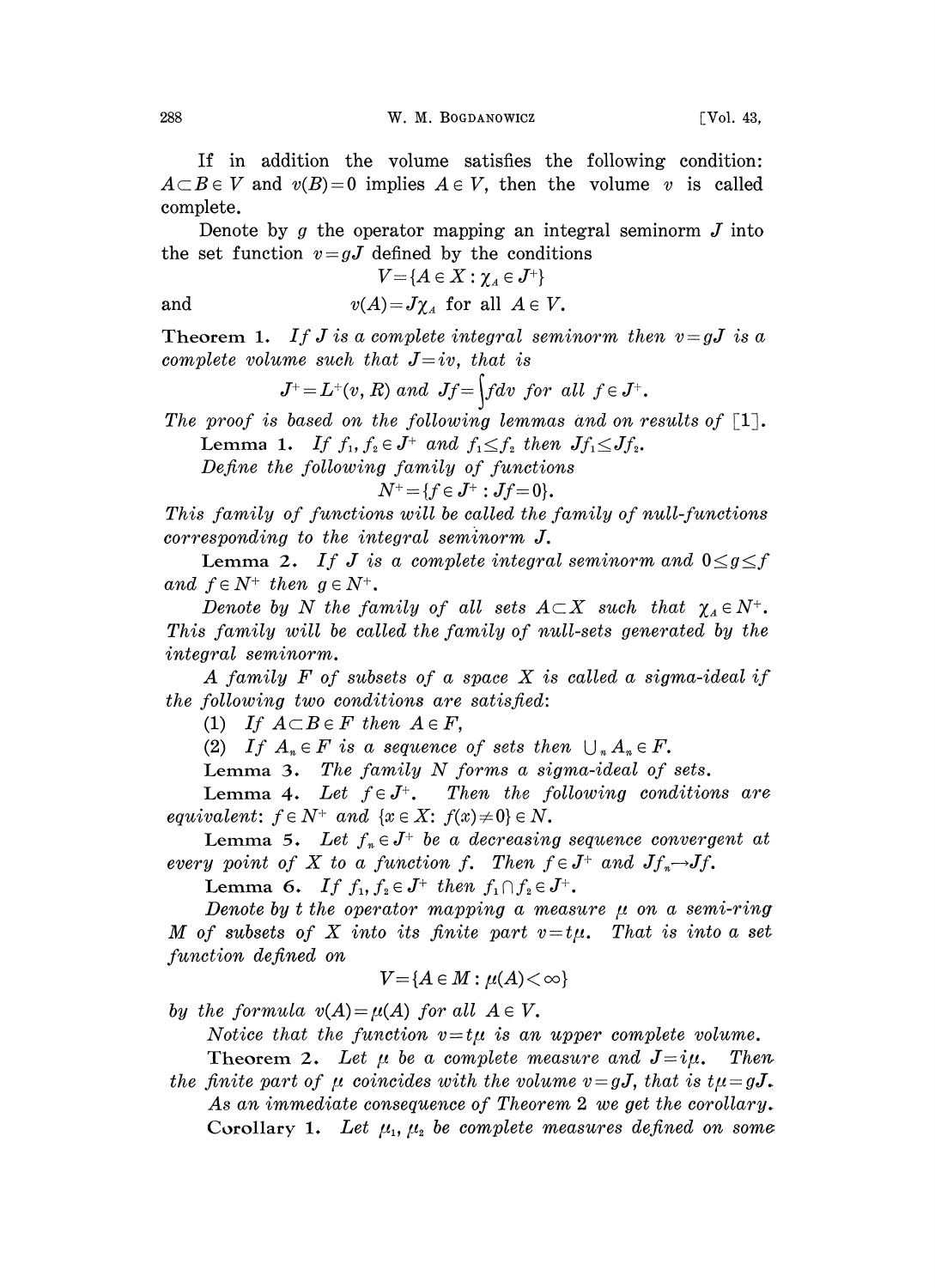If in addition the volume satisfies the following condition: $A \subset B \in V$ and $v(B)=0$ implies $A \in V$, then the volume $v$ is called complete.

Denote by $g$ the operator mapping an integral seminorm $J$ into the set function $v = gJ$ defined by the conditions

$$V = \{A \in X : \chi_A \in J^+\}$$

and

$$v(A) = J\chi_A \text{ for all } A \in V.$$

**Theorem 1.** *If $J$ is a complete integral seminorm then $v = gJ$ is a complete volume such that $J = iv$, that is*

$$J^+ = L^+(v, R) \text{ and } Jf = \int f dv \text{ for all } f \in J^+.$$

*The proof is based on the following lemmas and on results of* [1].

**Lemma 1.** *If $f_1, f_2 \in J^+$ and $f_1 \leq f_2$ then $Jf_1 \leq Jf_2$.*

*Define the following family of functions*

$$N^+ = \{f \in J^+ : Jf = 0\}.$$

*This family of functions will be called the family of null-functions corresponding to the integral seminorm $J$.*

**Lemma 2.** *If $J$ is a complete integral seminorm and $0 \leq g \leq f$ and $f \in N^+$ then $g \in N^+$.*

*Denote by $N$ the family of all sets $A \subset X$ such that $\chi_A \in N^+$. This family will be called the family of null-sets generated by the integral seminorm.*

*A family $F$ of subsets of a space $X$ is called a sigma-ideal if the following two conditions are satisfied:*

(1) *If $A \subset B \in F$ then $A \in F$,*

(2) *If $A_n \in F$ is a sequence of sets then $\bigcup_n A_n \in F$.*

**Lemma 3.** *The family $N$ forms a sigma-ideal of sets.*

**Lemma 4.** *Let $f \in J^+$. Then the following conditions are equivalent: $f \in N^+$ and $\{x \in X : f(x) \neq 0\} \in N$.*

**Lemma 5.** *Let $f_n \in J^+$ be a decreasing sequence convergent at every point of $X$ to a function $f$. Then $f \in J^+$ and $Jf_n \to Jf$.*

**Lemma 6.** *If $f_1, f_2 \in J^+$ then $f_1 \cap f_2 \in J^+$.*

*Denote by $t$ the operator mapping a measure $\mu$ on a semi-ring $M$ of subsets of $X$ into its finite part $v = t\mu$. That is into a set function defined on*

$$V = \{A \in M : \mu(A) < \infty\}$$

*by the formula $v(A) = \mu(A)$ for all $A \in V$.*

*Notice that the function $v = t\mu$ is an upper complete volume.*

**Theorem 2.** *Let $\mu$ be a complete measure and $J = i\mu$. Then the finite part of $\mu$ coincides with the volume $v = gJ$, that is $t\mu = gJ$.*

*As an immediate consequence of Theorem 2 we get the corollary.*

**Corollary 1.** *Let $\mu_1, \mu_2$ be complete measures defined on some*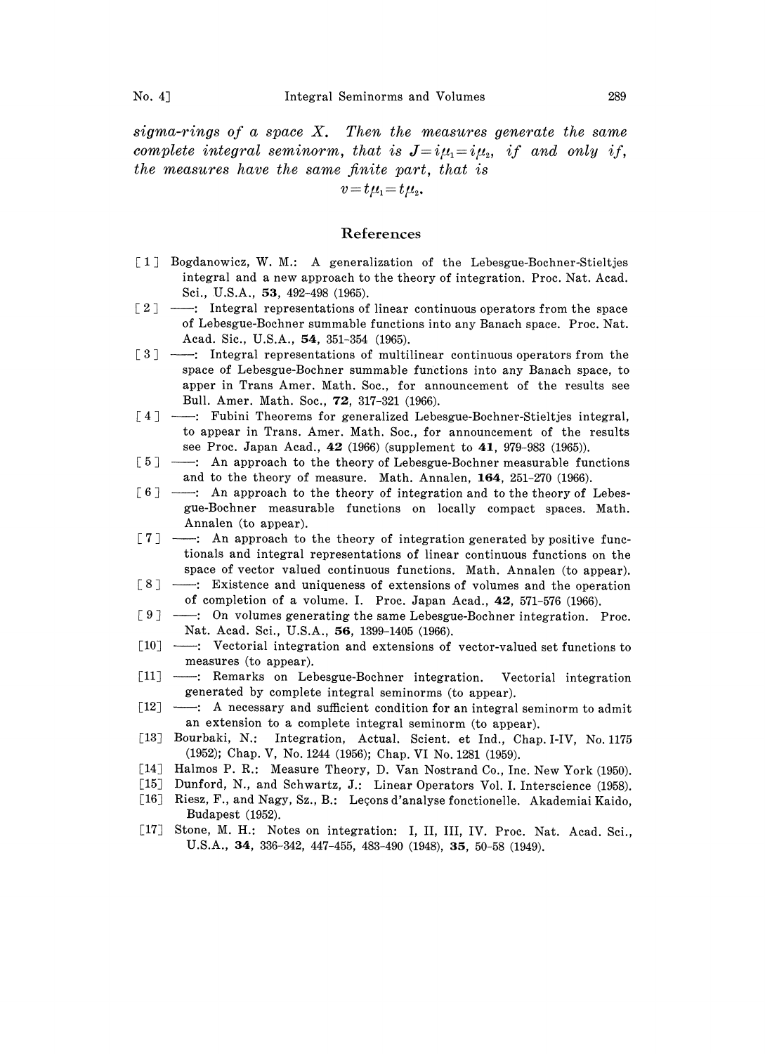*sigma-rings of a space X. Then the measures generate the same complete integral seminorm, that is* $J = i\mu_1 = i\mu_2$, *if and only if, the measures have the same finite part, that is*

$$v = t\mu_1 = t\mu_2.$$

## References

[1] Bogdanowicz, W. M.: A generalization of the Lebesgue-Bochner-Stieltjes integral and a new approach to the theory of integration. Proc. Nat. Acad. Sci., U.S.A., **53**, 492-498 (1965).

[2] ——: Integral representations of linear continuous operators from the space of Lebesgue-Bochner summable functions into any Banach space. Proc. Nat. Acad. Sic., U.S.A., **54**, 351-354 (1965).

[3] ——: Integral representations of multilinear continuous operators from the space of Lebesgue-Bochner summable functions into any Banach space, to apper in Trans Amer. Math. Soc., for announcement of the results see Bull. Amer. Math. Soc., **72**, 317-321 (1966).

[4] ——: Fubini Theorems for generalized Lebesgue-Bochner-Stieltjes integral, to appear in Trans. Amer. Math. Soc., for announcement of the results see Proc. Japan Acad., **42** (1966) (supplement to **41**, 979-983 (1965)).

[5] ——: An approach to the theory of Lebesgue-Bochner measurable functions and to the theory of measure. Math. Annalen, **164**, 251-270 (1966).

[6] ——: An approach to the theory of integration and to the theory of Lebesgue-Bochner measurable functions on locally compact spaces. Math. Annalen (to appear).

[7] ——: An approach to the theory of integration generated by positive functionals and integral representations of linear continuous functions on the space of vector valued continuous functions. Math. Annalen (to appear).

[8] ——: Existence and uniqueness of extensions of volumes and the operation of completion of a volume. I. Proc. Japan Acad., **42**, 571-576 (1966).

[9] ——: On volumes generating the same Lebesgue-Bochner integration. Proc. Nat. Acad. Sci., U.S.A., **56**, 1399-1405 (1966).

[10] ——: Vectorial integration and extensions of vector-valued set functions to measures (to appear).

[11] ——: Remarks on Lebesgue-Bochner integration. Vectorial integration generated by complete integral seminorms (to appear).

[12] ——: A necessary and sufficient condition for an integral seminorm to admit an extension to a complete integral seminorm (to appear).

[13] Bourbaki, N.: Integration, Actual. Scient. et Ind., Chap. I-IV, No. 1175 (1952); Chap. V, No. 1244 (1956); Chap. VI No. 1281 (1959).

[14] Halmos P. R.: Measure Theory, D. Van Nostrand Co., Inc. New York (1950).

[15] Dunford, N., and Schwartz, J.: Linear Operators Vol. I. Interscience (1958).

[16] Riesz, F., and Nagy, Sz., B.: Leçons d'analyse fonctionelle. Akademiai Kaido, Budapest (1952).

[17] Stone, M. H.: Notes on integration: I, II, III, IV. Proc. Nat. Acad. Sci., U.S.A., **34**, 336-342, 447-455, 483-490 (1948), **35**, 50-58 (1949).